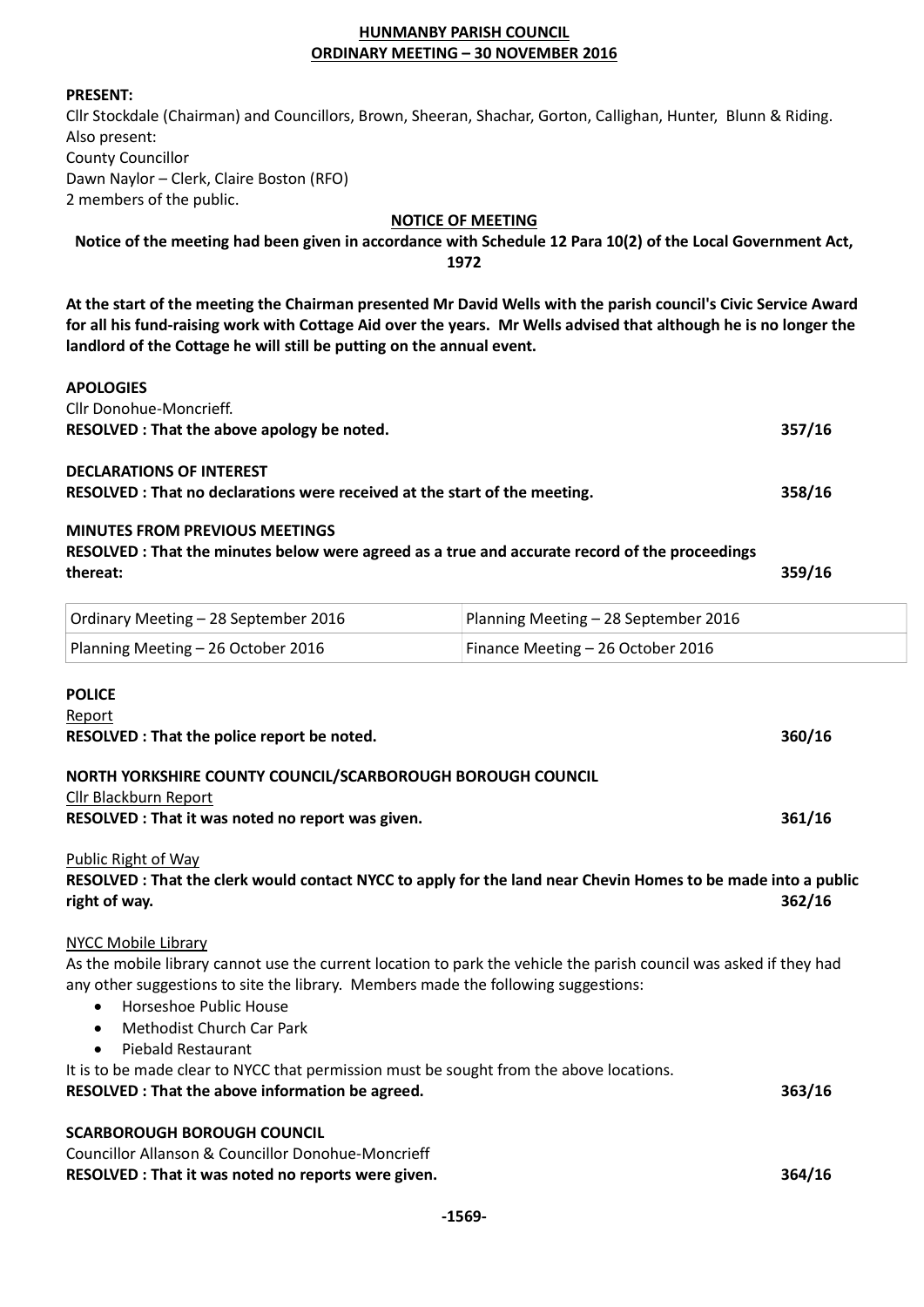# HUNMANBY PARISH COUNCIL
## ORDINARY MEETING – 30 NOVEMBER 2016

**PRESENT:**

Cllr Stockdale (Chairman) and Councillors, Brown, Sheeran, Shachar, Gorton, Callighan, Hunter, Blunn & Riding.
Also present:
County Councillor
Dawn Naylor – Clerk, Claire Boston (RFO)
2 members of the public.

**NOTICE OF MEETING**

**Notice of the meeting had been given in accordance with Schedule 12 Para 10(2) of the Local Government Act, 1972**

**At the start of the meeting the Chairman presented Mr David Wells with the parish council's Civic Service Award for all his fund-raising work with Cottage Aid over the years. Mr Wells advised that although he is no longer the landlord of the Cottage he will still be putting on the annual event.**

**APOLOGIES**

Cllr Donohue-Moncrieff.
**RESOLVED : That the above apology be noted.** **357/16**

**DECLARATIONS OF INTEREST**

**RESOLVED : That no declarations were received at the start of the meeting.** **358/16**

**MINUTES FROM PREVIOUS MEETINGS**

**RESOLVED : That the minutes below were agreed as a true and accurate record of the proceedings thereat:** **359/16**

| Ordinary Meeting – 28 September 2016 | Planning Meeting – 28 September 2016 |
|---|---|
| Planning Meeting – 26 October 2016 | Finance Meeting – 26 October 2016 |

**POLICE**

Report
**RESOLVED : That the police report be noted.** **360/16**

**NORTH YORKSHIRE COUNTY COUNCIL/SCARBOROUGH BOROUGH COUNCIL**

Cllr Blackburn Report
**RESOLVED : That it was noted no report was given.** **361/16**

Public Right of Way
**RESOLVED : That the clerk would contact NYCC to apply for the land near Chevin Homes to be made into a public right of way.** **362/16**

NYCC Mobile Library
As the mobile library cannot use the current location to park the vehicle the parish council was asked if they had any other suggestions to site the library. Members made the following suggestions:

- Horseshoe Public House
- Methodist Church Car Park
- Piebald Restaurant

It is to be made clear to NYCC that permission must be sought from the above locations.
**RESOLVED : That the above information be agreed.** **363/16**

**SCARBOROUGH BOROUGH COUNCIL**

Councillor Allanson & Councillor Donohue-Moncrieff
**RESOLVED : That it was noted no reports were given.** **364/16**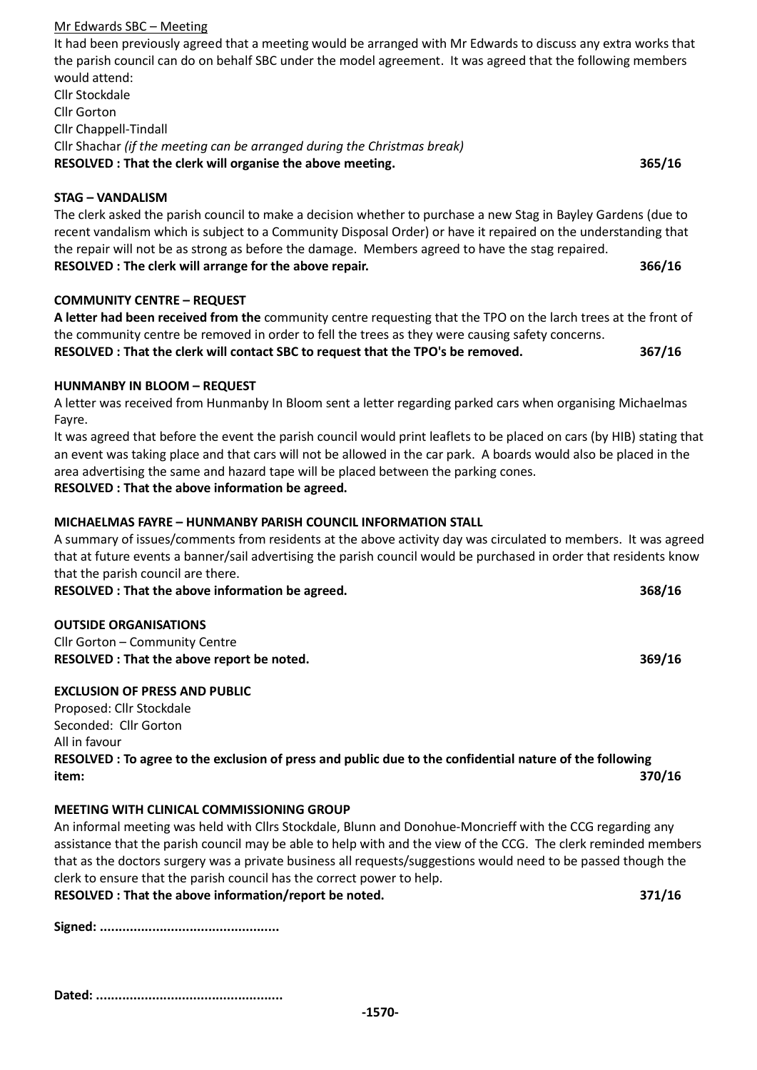Mr Edwards SBC – Meeting

It had been previously agreed that a meeting would be arranged with Mr Edwards to discuss any extra works that the parish council can do on behalf SBC under the model agreement. It was agreed that the following members would attend:

Cllr Stockdale
Cllr Gorton
Cllr Chappell-Tindall
Cllr Shachar *(if the meeting can be arranged during the Christmas break)*

**RESOLVED : That the clerk will organise the above meeting. 365/16**

**STAG – VANDALISM**

The clerk asked the parish council to make a decision whether to purchase a new Stag in Bayley Gardens (due to recent vandalism which is subject to a Community Disposal Order) or have it repaired on the understanding that the repair will not be as strong as before the damage. Members agreed to have the stag repaired.

**RESOLVED : The clerk will arrange for the above repair. 366/16**

**COMMUNITY CENTRE – REQUEST**

**A letter had been received from the** community centre requesting that the TPO on the larch trees at the front of the community centre be removed in order to fell the trees as they were causing safety concerns.

**RESOLVED : That the clerk will contact SBC to request that the TPO's be removed. 367/16**

**HUNMANBY IN BLOOM – REQUEST**

A letter was received from Hunmanby In Bloom sent a letter regarding parked cars when organising Michaelmas Fayre.

It was agreed that before the event the parish council would print leaflets to be placed on cars (by HIB) stating that an event was taking place and that cars will not be allowed in the car park. A boards would also be placed in the area advertising the same and hazard tape will be placed between the parking cones.

**RESOLVED : That the above information be agreed.**

**MICHAELMAS FAYRE – HUNMANBY PARISH COUNCIL INFORMATION STALL**

A summary of issues/comments from residents at the above activity day was circulated to members. It was agreed that at future events a banner/sail advertising the parish council would be purchased in order that residents know that the parish council are there.

**RESOLVED : That the above information be agreed. 368/16**

**OUTSIDE ORGANISATIONS**

Cllr Gorton – Community Centre

**RESOLVED : That the above report be noted. 369/16**

**EXCLUSION OF PRESS AND PUBLIC**

Proposed: Cllr Stockdale
Seconded: Cllr Gorton
All in favour

**RESOLVED : To agree to the exclusion of press and public due to the confidential nature of the following item: 370/16**

**MEETING WITH CLINICAL COMMISSIONING GROUP**

An informal meeting was held with Cllrs Stockdale, Blunn and Donohue-Moncrieff with the CCG regarding any assistance that the parish council may be able to help with and the view of the CCG. The clerk reminded members that as the doctors surgery was a private business all requests/suggestions would need to be passed though the clerk to ensure that the parish council has the correct power to help.

**RESOLVED : That the above information/report be noted. 371/16**

**Signed: ................................................**

**Dated: .................................................**